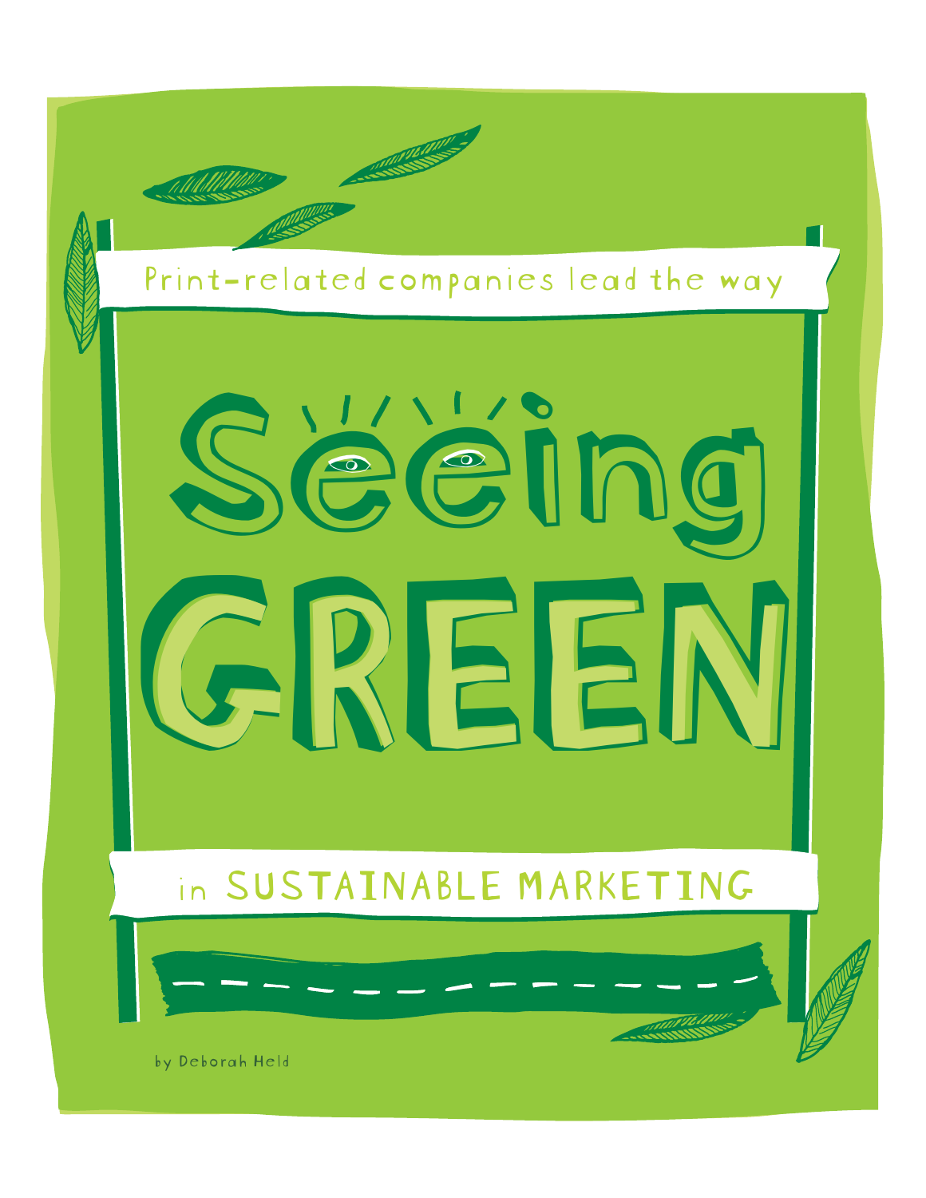Print-related companies lead the way

# Seeing GREEN

in SUSTAINABLE MARKETING

by Deborah Held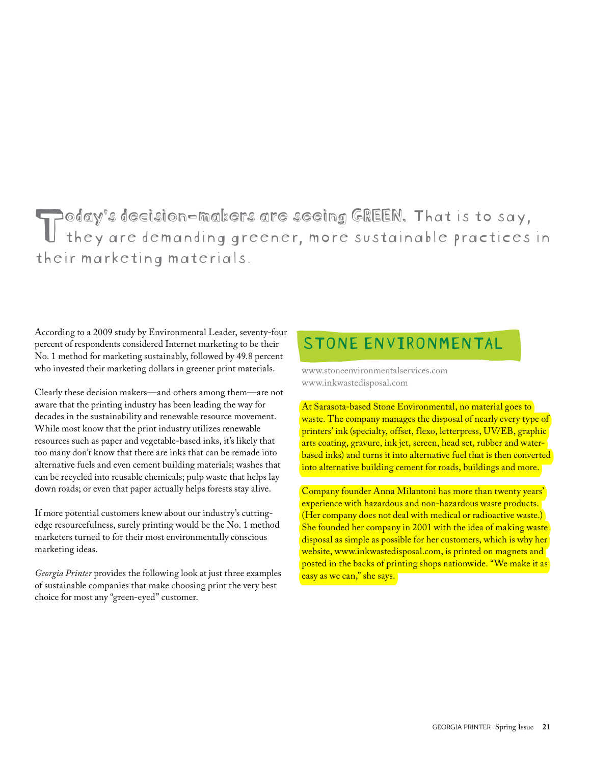**Today's decision-makers are seeing GREEN.** That is to say, they are demanding greener, more sustainable practices in their marketing materials.

According to a 2009 study by Environmental Leader, seventy-four percent of respondents considered Internet marketing to be their No. 1 method for marketing sustainably, followed by 49.8 percent who invested their marketing dollars in greener print materials.

Clearly these decision makers—and others among them—are not aware that the printing industry has been leading the way for decades in the sustainability and renewable resource movement. While most know that the print industry utilizes renewable resources such as paper and vegetable-based inks, it's likely that too many don't know that there are inks that can be remade into alternative fuels and even cement building materials; washes that can be recycled into reusable chemicals; pulp waste that helps lay down roads; or even that paper actually helps forests stay alive.

If more potential customers knew about our industry's cutting-edge resourcefulness, surely printing would be the No. 1 method marketers turned to for their most environmentally conscious marketing ideas.

*Georgia Printer* provides the following look at just three examples of sustainable companies that make choosing print the very best choice for most any "green-eyed" customer.

## STONE ENVIRONMENTAL

www.stoneenvironmentalservices.com
www.inkwastedisposal.com

At Sarasota-based Stone Environmental, no material goes to waste. The company manages the disposal of nearly every type of printers' ink (specialty, offset, flexo, letterpress, UV/EB, graphic arts coating, gravure, ink jet, screen, head set, rubber and water-based inks) and turns it into alternative fuel that is then converted into alternative building cement for roads, buildings and more.

Company founder Anna Milantoni has more than twenty years' experience with hazardous and non-hazardous waste products. (Her company does not deal with medical or radioactive waste.) She founded her company in 2001 with the idea of making waste disposal as simple as possible for her customers, which is why her website, www.inkwastedisposal.com, is printed on magnets and posted in the backs of printing shops nationwide. "We make it as easy as we can," she says.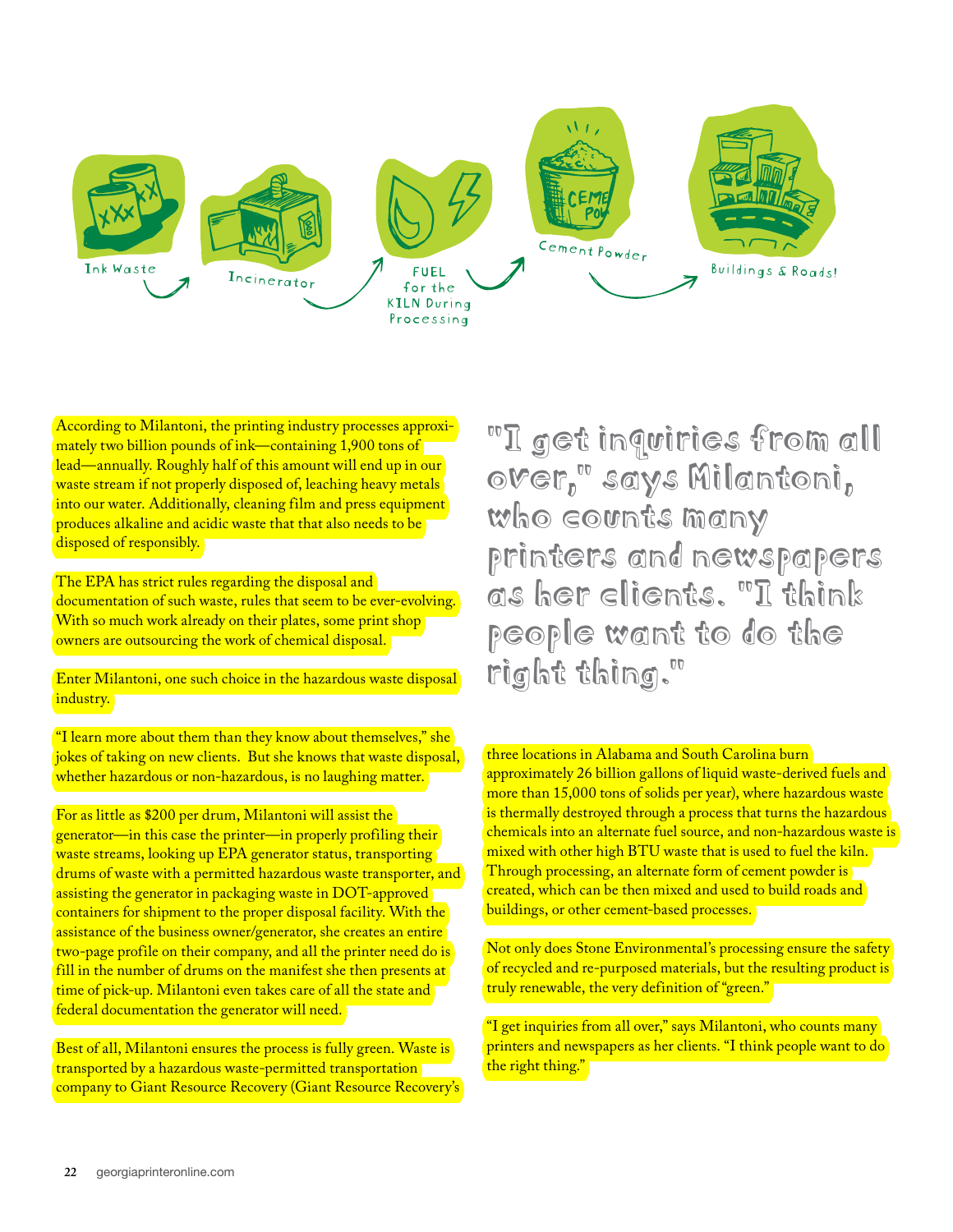Ink Waste

Incinerator

FUEL for the KILN During Processing

Cement Powder

Buildings & Roads!

According to Milantoni, the printing industry processes approximately two billion pounds of ink—containing 1,900 tons of lead—annually. Roughly half of this amount will end up in our waste stream if not properly disposed of, leaching heavy metals into our water. Additionally, cleaning film and press equipment produces alkaline and acidic waste that that also needs to be disposed of responsibly.

The EPA has strict rules regarding the disposal and documentation of such waste, rules that seem to be ever-evolving. With so much work already on their plates, some print shop owners are outsourcing the work of chemical disposal.

Enter Milantoni, one such choice in the hazardous waste disposal industry.

"I learn more about them than they know about themselves," she jokes of taking on new clients. But she knows that waste disposal, whether hazardous or non-hazardous, is no laughing matter.

For as little as $200 per drum, Milantoni will assist the generator—in this case the printer—in properly profiling their waste streams, looking up EPA generator status, transporting drums of waste with a permitted hazardous waste transporter, and assisting the generator in packaging waste in DOT-approved containers for shipment to the proper disposal facility. With the assistance of the business owner/generator, she creates an entire two-page profile on their company, and all the printer need do is fill in the number of drums on the manifest she then presents at time of pick-up. Milantoni even takes care of all the state and federal documentation the generator will need.

Best of all, Milantoni ensures the process is fully green. Waste is transported by a hazardous waste-permitted transportation company to Giant Resource Recovery (Giant Resource Recovery's three locations in Alabama and South Carolina burn approximately 26 billion gallons of liquid waste-derived fuels and more than 15,000 tons of solids per year), where hazardous waste is thermally destroyed through a process that turns the hazardous chemicals into an alternate fuel source, and non-hazardous waste is mixed with other high BTU waste that is used to fuel the kiln. Through processing, an alternate form of cement powder is created, which can be then mixed and used to build roads and buildings, or other cement-based processes.

> "I get inquiries from all over," says Milantoni, who counts many printers and newspapers as her clients. "I think people want to do the right thing."

Not only does Stone Environmental's processing ensure the safety of recycled and re-purposed materials, but the resulting product is truly renewable, the very definition of "green."

"I get inquiries from all over," says Milantoni, who counts many printers and newspapers as her clients. "I think people want to do the right thing."